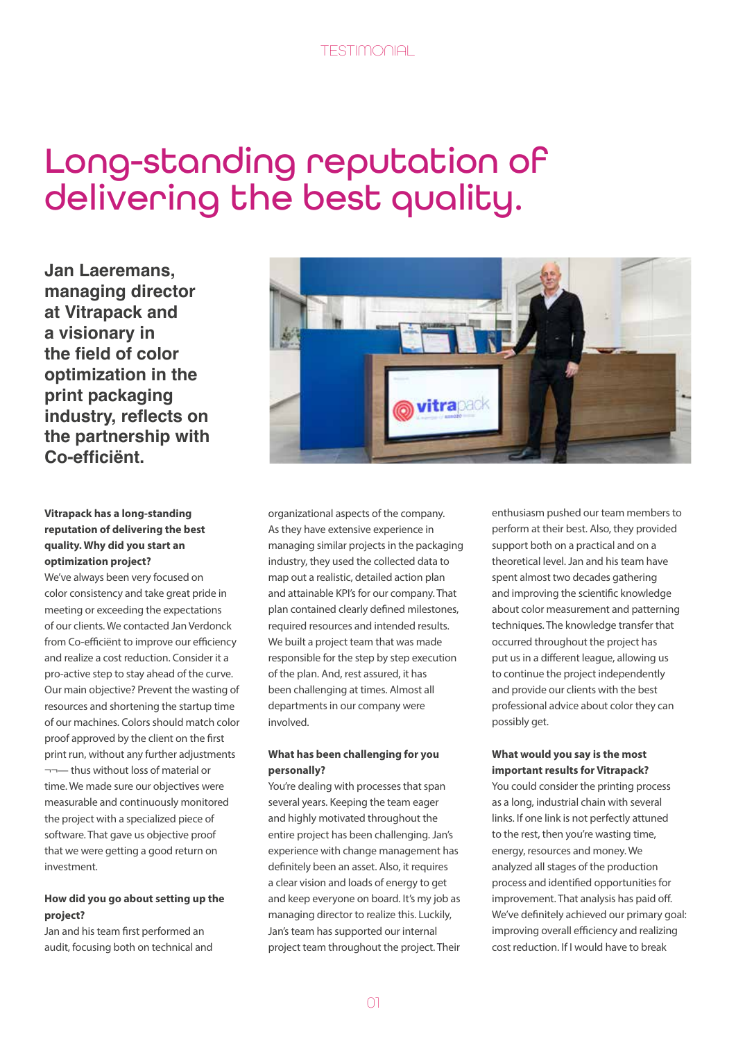TESTIMONIAL

# Long-standing reputation of delivering the best quality.

**Jan Laeremans, managing director at Vitrapack and a visionary in the field of color optimization in the print packaging industry, reflects on the partnership with Co-efficiënt.**

**Vitrapack has a long-standing reputation of delivering the best quality. Why did you start an optimization project?**

We've always been very focused on color consistency and take great pride in meeting or exceeding the expectations of our clients. We contacted Jan Verdonck from Co-efficiënt to improve our efficiency and realize a cost reduction. Consider it a pro-active step to stay ahead of the curve. Our main objective? Prevent the wasting of resources and shortening the startup time of our machines. Colors should match color proof approved by the client on the first print run, without any further adjustments ¬¬— thus without loss of material or time. We made sure our objectives were measurable and continuously monitored the project with a specialized piece of software. That gave us objective proof that we were getting a good return on investment.

**How did you go about setting up the project?**

Jan and his team first performed an audit, focusing both on technical and organizational aspects of the company. As they have extensive experience in managing similar projects in the packaging industry, they used the collected data to map out a realistic, detailed action plan and attainable KPI's for our company. That plan contained clearly defined milestones, required resources and intended results. We built a project team that was made responsible for the step by step execution of the plan. And, rest assured, it has been challenging at times. Almost all departments in our company were involved.

**What has been challenging for you personally?**

You're dealing with processes that span several years. Keeping the team eager and highly motivated throughout the entire project has been challenging. Jan's experience with change management has definitely been an asset. Also, it requires a clear vision and loads of energy to get and keep everyone on board. It's my job as managing director to realize this. Luckily, Jan's team has supported our internal project team throughout the project. Their enthusiasm pushed our team members to perform at their best. Also, they provided support both on a practical and on a theoretical level. Jan and his team have spent almost two decades gathering and improving the scientific knowledge about color measurement and patterning techniques. The knowledge transfer that occurred throughout the project has put us in a different league, allowing us to continue the project independently and provide our clients with the best professional advice about color they can possibly get.

**What would you say is the most important results for Vitrapack?**

You could consider the printing process as a long, industrial chain with several links. If one link is not perfectly attuned to the rest, then you're wasting time, energy, resources and money. We analyzed all stages of the production process and identified opportunities for improvement. That analysis has paid off. We've definitely achieved our primary goal: improving overall efficiency and realizing cost reduction. If I would have to break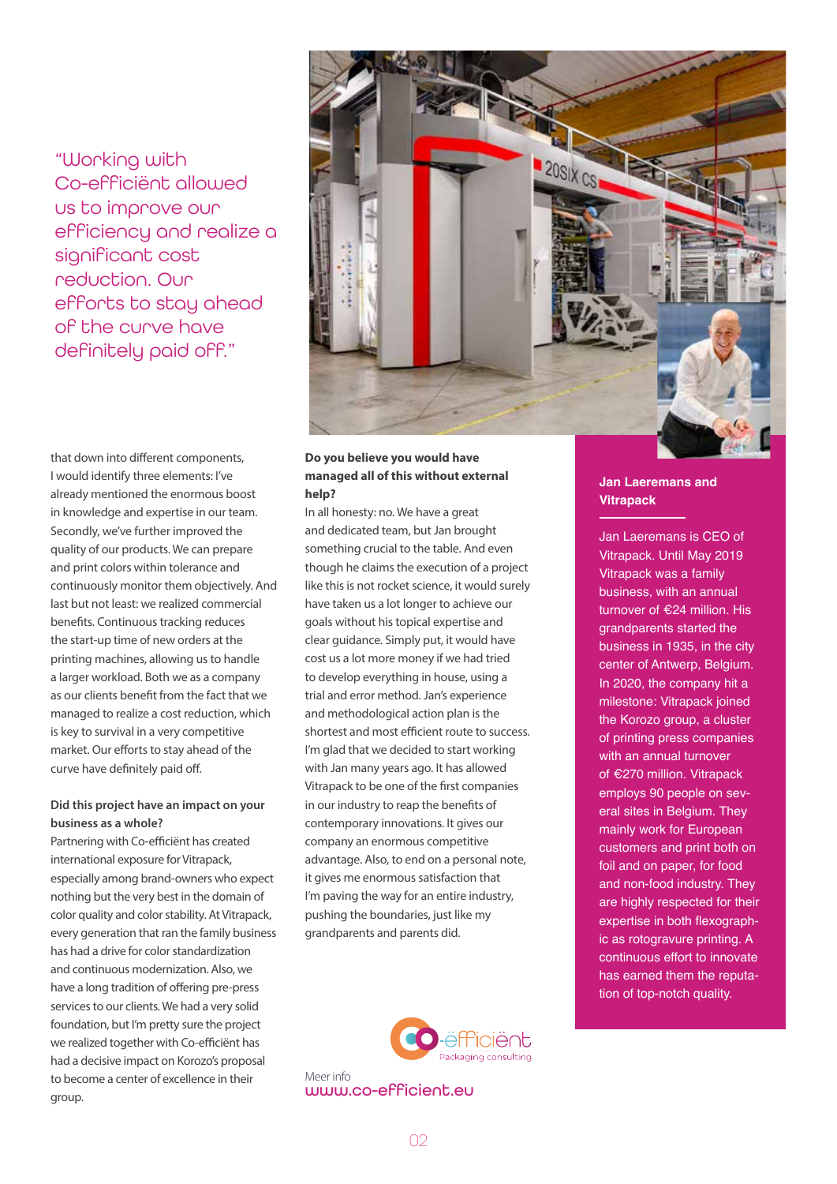> "Working with Co-efficiënt allowed us to improve our efficiency and realize a significant cost reduction. Our efforts to stay ahead of the curve have definitely paid off."

that down into different components, I would identify three elements: I've already mentioned the enormous boost in knowledge and expertise in our team. Secondly, we've further improved the quality of our products. We can prepare and print colors within tolerance and continuously monitor them objectively. And last but not least: we realized commercial benefits. Continuous tracking reduces the start-up time of new orders at the printing machines, allowing us to handle a larger workload. Both we as a company as our clients benefit from the fact that we managed to realize a cost reduction, which is key to survival in a very competitive market. Our efforts to stay ahead of the curve have definitely paid off.

**Did this project have an impact on your business as a whole?**

Partnering with Co-efficiënt has created international exposure for Vitrapack, especially among brand-owners who expect nothing but the very best in the domain of color quality and color stability. At Vitrapack, every generation that ran the family business has had a drive for color standardization and continuous modernization. Also, we have a long tradition of offering pre-press services to our clients. We had a very solid foundation, but I'm pretty sure the project we realized together with Co-efficiënt has had a decisive impact on Korozo's proposal to become a center of excellence in their group.

**Do you believe you would have managed all of this without external help?**

In all honesty: no. We have a great and dedicated team, but Jan brought something crucial to the table. And even though he claims the execution of a project like this is not rocket science, it would surely have taken us a lot longer to achieve our goals without his topical expertise and clear guidance. Simply put, it would have cost us a lot more money if we had tried to develop everything in house, using a trial and error method. Jan's experience and methodological action plan is the shortest and most efficient route to success. I'm glad that we decided to start working with Jan many years ago. It has allowed Vitrapack to be one of the first companies in our industry to reap the benefits of contemporary innovations. It gives our company an enormous competitive advantage. Also, to end on a personal note, it gives me enormous satisfaction that I'm paving the way for an entire industry, pushing the boundaries, just like my grandparents and parents did.

Co-efficiënt
Packaging consulting

Meer info
www.co-efficient.eu

### Jan Laeremans and Vitrapack

Jan Laeremans is CEO of Vitrapack. Until May 2019 Vitrapack was a family business, with an annual turnover of €24 million. His grandparents started the business in 1935, in the city center of Antwerp, Belgium. In 2020, the company hit a milestone: Vitrapack joined the Korozo group, a cluster of printing press companies with an annual turnover of €270 million. Vitrapack employs 90 people on several sites in Belgium. They mainly work for European customers and print both on foil and on paper, for food and non-food industry. They are highly respected for their expertise in both flexographic as rotogravure printing. A continuous effort to innovate has earned them the reputation of top-notch quality.